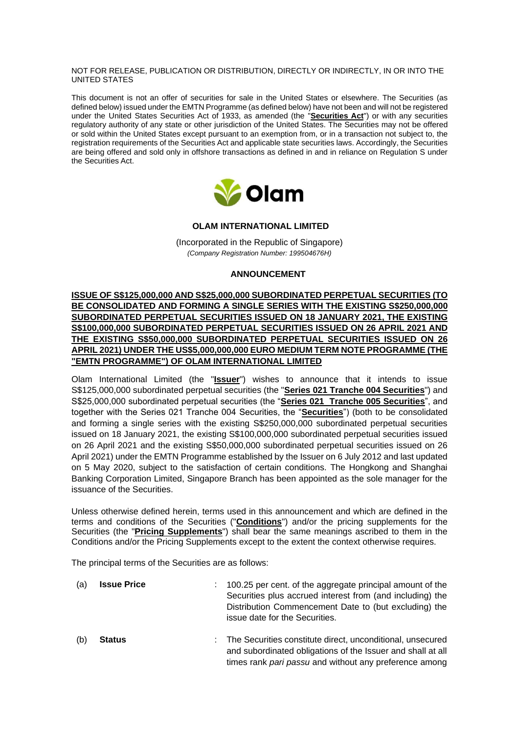NOT FOR RELEASE, PUBLICATION OR DISTRIBUTION, DIRECTLY OR INDIRECTLY, IN OR INTO THE UNITED STATES

This document is not an offer of securities for sale in the United States or elsewhere. The Securities (as defined below) issued under the EMTN Programme (as defined below) have not been and will not be registered under the United States Securities Act of 1933, as amended (the "**Securities Act**") or with any securities regulatory authority of any state or other jurisdiction of the United States. The Securities may not be offered or sold within the United States except pursuant to an exemption from, or in a transaction not subject to, the registration requirements of the Securities Act and applicable state securities laws. Accordingly, the Securities are being offered and sold only in offshore transactions as defined in and in reliance on Regulation S under the Securities Act.

**OLAM INTERNATIONAL LIMITED**

(Incorporated in the Republic of Singapore)
*(Company Registration Number: 199504676H)*

**ANNOUNCEMENT**

**ISSUE OF S$125,000,000 AND S$25,000,000 SUBORDINATED PERPETUAL SECURITIES (TO BE CONSOLIDATED AND FORMING A SINGLE SERIES WITH THE EXISTING S$250,000,000 SUBORDINATED PERPETUAL SECURITIES ISSUED ON 18 JANUARY 2021, THE EXISTING S$100,000,000 SUBORDINATED PERPETUAL SECURITIES ISSUED ON 26 APRIL 2021 AND THE EXISTING S$50,000,000 SUBORDINATED PERPETUAL SECURITIES ISSUED ON 26 APRIL 2021) UNDER THE US$5,000,000,000 EURO MEDIUM TERM NOTE PROGRAMME (THE "EMTN PROGRAMME") OF OLAM INTERNATIONAL LIMITED**

Olam International Limited (the "**Issuer**") wishes to announce that it intends to issue S$125,000,000 subordinated perpetual securities (the "**Series 021 Tranche 004 Securities**") and S$25,000,000 subordinated perpetual securities (the "**Series 021 Tranche 005 Securities**", and together with the Series 021 Tranche 004 Securities, the "**Securities**") (both to be consolidated and forming a single series with the existing S$250,000,000 subordinated perpetual securities issued on 18 January 2021, the existing S$100,000,000 subordinated perpetual securities issued on 26 April 2021 and the existing S$50,000,000 subordinated perpetual securities issued on 26 April 2021) under the EMTN Programme established by the Issuer on 6 July 2012 and last updated on 5 May 2020, subject to the satisfaction of certain conditions. The Hongkong and Shanghai Banking Corporation Limited, Singapore Branch has been appointed as the sole manager for the issuance of the Securities.

Unless otherwise defined herein, terms used in this announcement and which are defined in the terms and conditions of the Securities ("**Conditions**") and/or the pricing supplements for the Securities (the "**Pricing Supplements**") shall bear the same meanings ascribed to them in the Conditions and/or the Pricing Supplements except to the extent the context otherwise requires.

The principal terms of the Securities are as follows:

(a) **Issue Price** : 100.25 per cent. of the aggregate principal amount of the Securities plus accrued interest from (and including) the Distribution Commencement Date to (but excluding) the issue date for the Securities.

(b) **Status** : The Securities constitute direct, unconditional, unsecured and subordinated obligations of the Issuer and shall at all times rank *pari passu* and without any preference among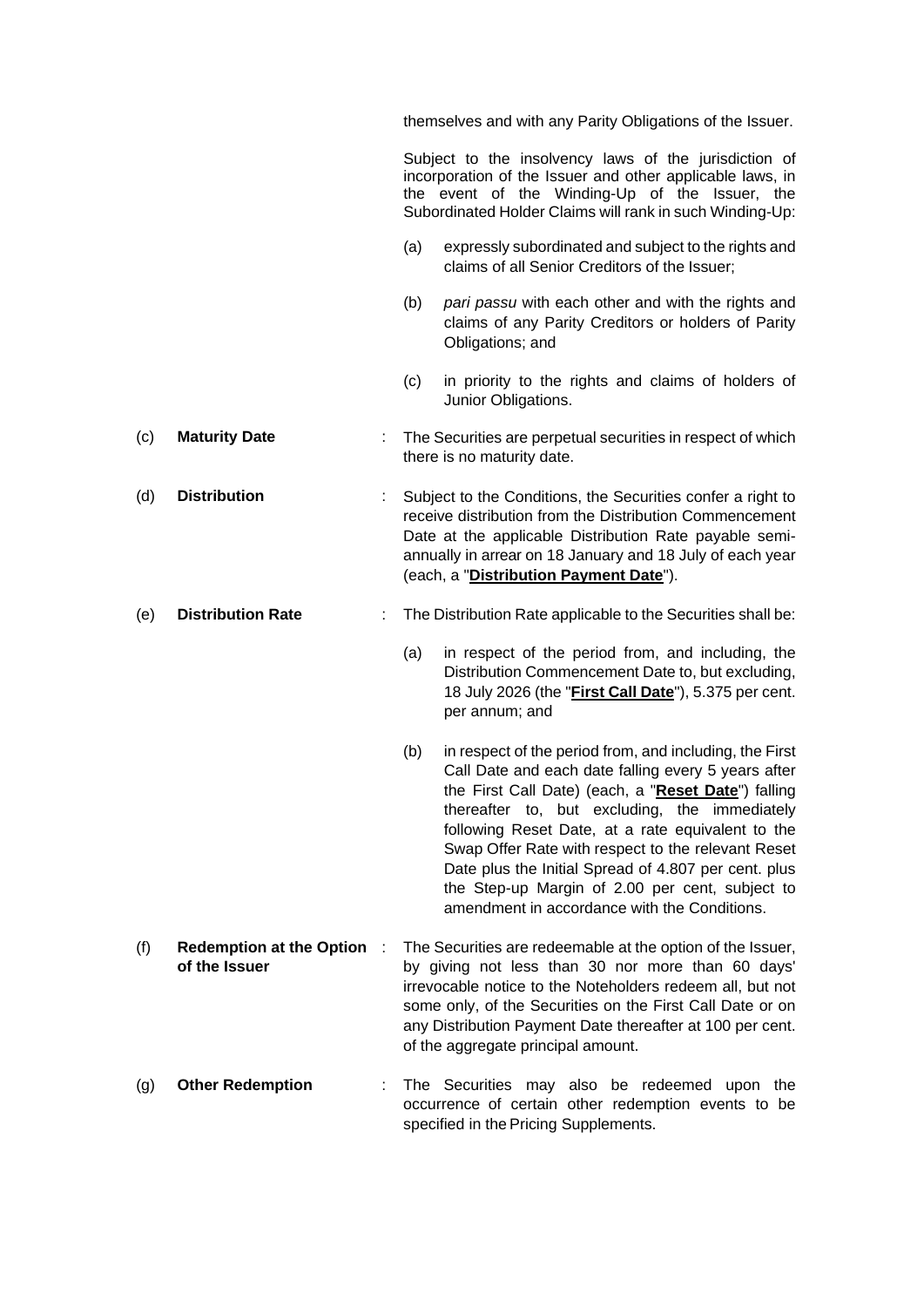themselves and with any Parity Obligations of the Issuer.

Subject to the insolvency laws of the jurisdiction of incorporation of the Issuer and other applicable laws, in the event of the Winding-Up of the Issuer, the Subordinated Holder Claims will rank in such Winding-Up:

(a) expressly subordinated and subject to the rights and claims of all Senior Creditors of the Issuer;

(b) *pari passu* with each other and with the rights and claims of any Parity Creditors or holders of Parity Obligations; and

(c) in priority to the rights and claims of holders of Junior Obligations.

(c) **Maturity Date** : The Securities are perpetual securities in respect of which there is no maturity date.

(d) **Distribution** : Subject to the Conditions, the Securities confer a right to receive distribution from the Distribution Commencement Date at the applicable Distribution Rate payable semi-annually in arrear on 18 January and 18 July of each year (each, a "**Distribution Payment Date**").

(e) **Distribution Rate** : The Distribution Rate applicable to the Securities shall be:

(a) in respect of the period from, and including, the Distribution Commencement Date to, but excluding, 18 July 2026 (the "**First Call Date**"), 5.375 per cent. per annum; and

(b) in respect of the period from, and including, the First Call Date and each date falling every 5 years after the First Call Date) (each, a "**Reset Date**") falling thereafter to, but excluding, the immediately following Reset Date, at a rate equivalent to the Swap Offer Rate with respect to the relevant Reset Date plus the Initial Spread of 4.807 per cent. plus the Step-up Margin of 2.00 per cent, subject to amendment in accordance with the Conditions.

(f) **Redemption at the Option of the Issuer** : The Securities are redeemable at the option of the Issuer, by giving not less than 30 nor more than 60 days' irrevocable notice to the Noteholders redeem all, but not some only, of the Securities on the First Call Date or on any Distribution Payment Date thereafter at 100 per cent. of the aggregate principal amount.

(g) **Other Redemption** : The Securities may also be redeemed upon the occurrence of certain other redemption events to be specified in the Pricing Supplements.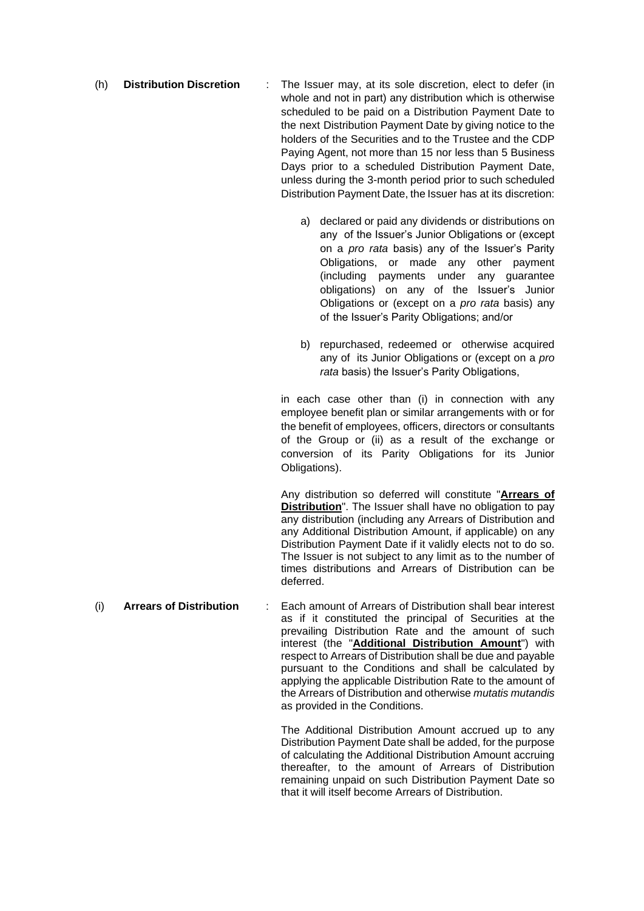(h) **Distribution Discretion** : The Issuer may, at its sole discretion, elect to defer (in whole and not in part) any distribution which is otherwise scheduled to be paid on a Distribution Payment Date to the next Distribution Payment Date by giving notice to the holders of the Securities and to the Trustee and the CDP Paying Agent, not more than 15 nor less than 5 Business Days prior to a scheduled Distribution Payment Date, unless during the 3-month period prior to such scheduled Distribution Payment Date, the Issuer has at its discretion:

a) declared or paid any dividends or distributions on any of the Issuer's Junior Obligations or (except on a *pro rata* basis) any of the Issuer's Parity Obligations, or made any other payment (including payments under any guarantee obligations) on any of the Issuer's Junior Obligations or (except on a *pro rata* basis) any of the Issuer's Parity Obligations; and/or

b) repurchased, redeemed or otherwise acquired any of its Junior Obligations or (except on a *pro rata* basis) the Issuer's Parity Obligations,

in each case other than (i) in connection with any employee benefit plan or similar arrangements with or for the benefit of employees, officers, directors or consultants of the Group or (ii) as a result of the exchange or conversion of its Parity Obligations for its Junior Obligations).

Any distribution so deferred will constitute "**Arrears of Distribution**". The Issuer shall have no obligation to pay any distribution (including any Arrears of Distribution and any Additional Distribution Amount, if applicable) on any Distribution Payment Date if it validly elects not to do so. The Issuer is not subject to any limit as to the number of times distributions and Arrears of Distribution can be deferred.

(i) **Arrears of Distribution** : Each amount of Arrears of Distribution shall bear interest as if it constituted the principal of Securities at the prevailing Distribution Rate and the amount of such interest (the "**Additional Distribution Amount**") with respect to Arrears of Distribution shall be due and payable pursuant to the Conditions and shall be calculated by applying the applicable Distribution Rate to the amount of the Arrears of Distribution and otherwise *mutatis mutandis* as provided in the Conditions.

The Additional Distribution Amount accrued up to any Distribution Payment Date shall be added, for the purpose of calculating the Additional Distribution Amount accruing thereafter, to the amount of Arrears of Distribution remaining unpaid on such Distribution Payment Date so that it will itself become Arrears of Distribution.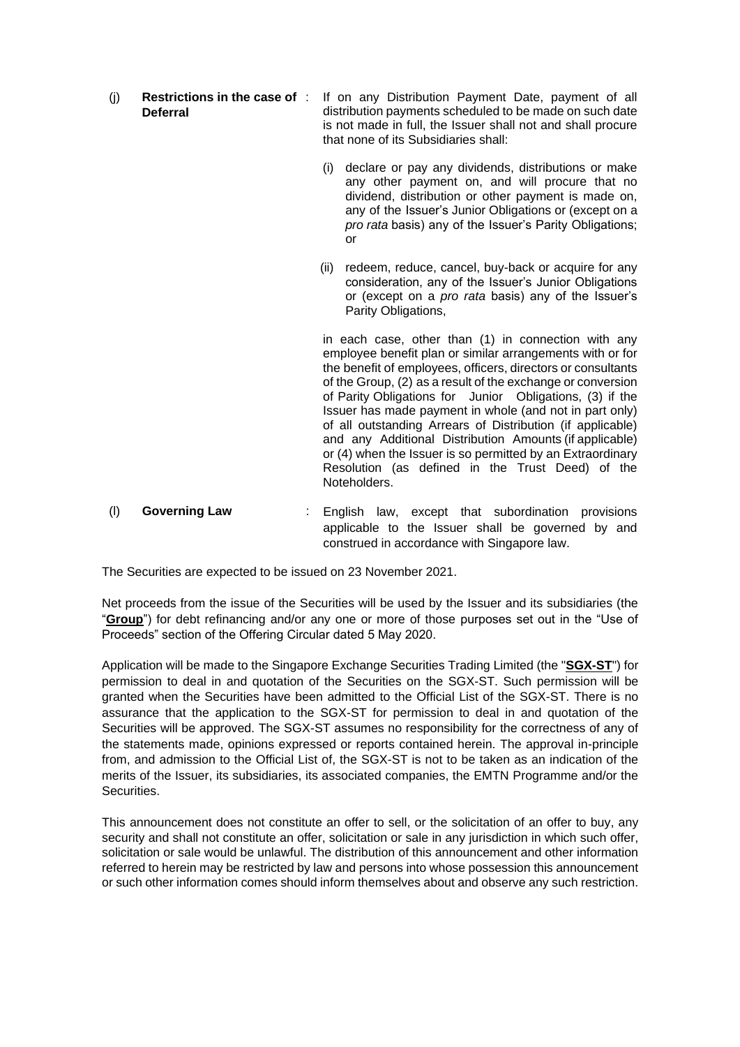(j) **Restrictions in the case of Deferral** : If on any Distribution Payment Date, payment of all distribution payments scheduled to be made on such date is not made in full, the Issuer shall not and shall procure that none of its Subsidiaries shall:

(i) declare or pay any dividends, distributions or make any other payment on, and will procure that no dividend, distribution or other payment is made on, any of the Issuer's Junior Obligations or (except on a *pro rata* basis) any of the Issuer's Parity Obligations; or

(ii) redeem, reduce, cancel, buy-back or acquire for any consideration, any of the Issuer's Junior Obligations or (except on a *pro rata* basis) any of the Issuer's Parity Obligations,

in each case, other than (1) in connection with any employee benefit plan or similar arrangements with or for the benefit of employees, officers, directors or consultants of the Group, (2) as a result of the exchange or conversion of Parity Obligations for Junior Obligations, (3) if the Issuer has made payment in whole (and not in part only) of all outstanding Arrears of Distribution (if applicable) and any Additional Distribution Amounts (if applicable) or (4) when the Issuer is so permitted by an Extraordinary Resolution (as defined in the Trust Deed) of the Noteholders.

(l) **Governing Law** : English law, except that subordination provisions applicable to the Issuer shall be governed by and construed in accordance with Singapore law.

The Securities are expected to be issued on 23 November 2021.

Net proceeds from the issue of the Securities will be used by the Issuer and its subsidiaries (the "**Group**") for debt refinancing and/or any one or more of those purposes set out in the "Use of Proceeds" section of the Offering Circular dated 5 May 2020.

Application will be made to the Singapore Exchange Securities Trading Limited (the "**SGX-ST**") for permission to deal in and quotation of the Securities on the SGX-ST. Such permission will be granted when the Securities have been admitted to the Official List of the SGX-ST. There is no assurance that the application to the SGX-ST for permission to deal in and quotation of the Securities will be approved. The SGX-ST assumes no responsibility for the correctness of any of the statements made, opinions expressed or reports contained herein. The approval in-principle from, and admission to the Official List of, the SGX-ST is not to be taken as an indication of the merits of the Issuer, its subsidiaries, its associated companies, the EMTN Programme and/or the Securities.

This announcement does not constitute an offer to sell, or the solicitation of an offer to buy, any security and shall not constitute an offer, solicitation or sale in any jurisdiction in which such offer, solicitation or sale would be unlawful. The distribution of this announcement and other information referred to herein may be restricted by law and persons into whose possession this announcement or such other information comes should inform themselves about and observe any such restriction.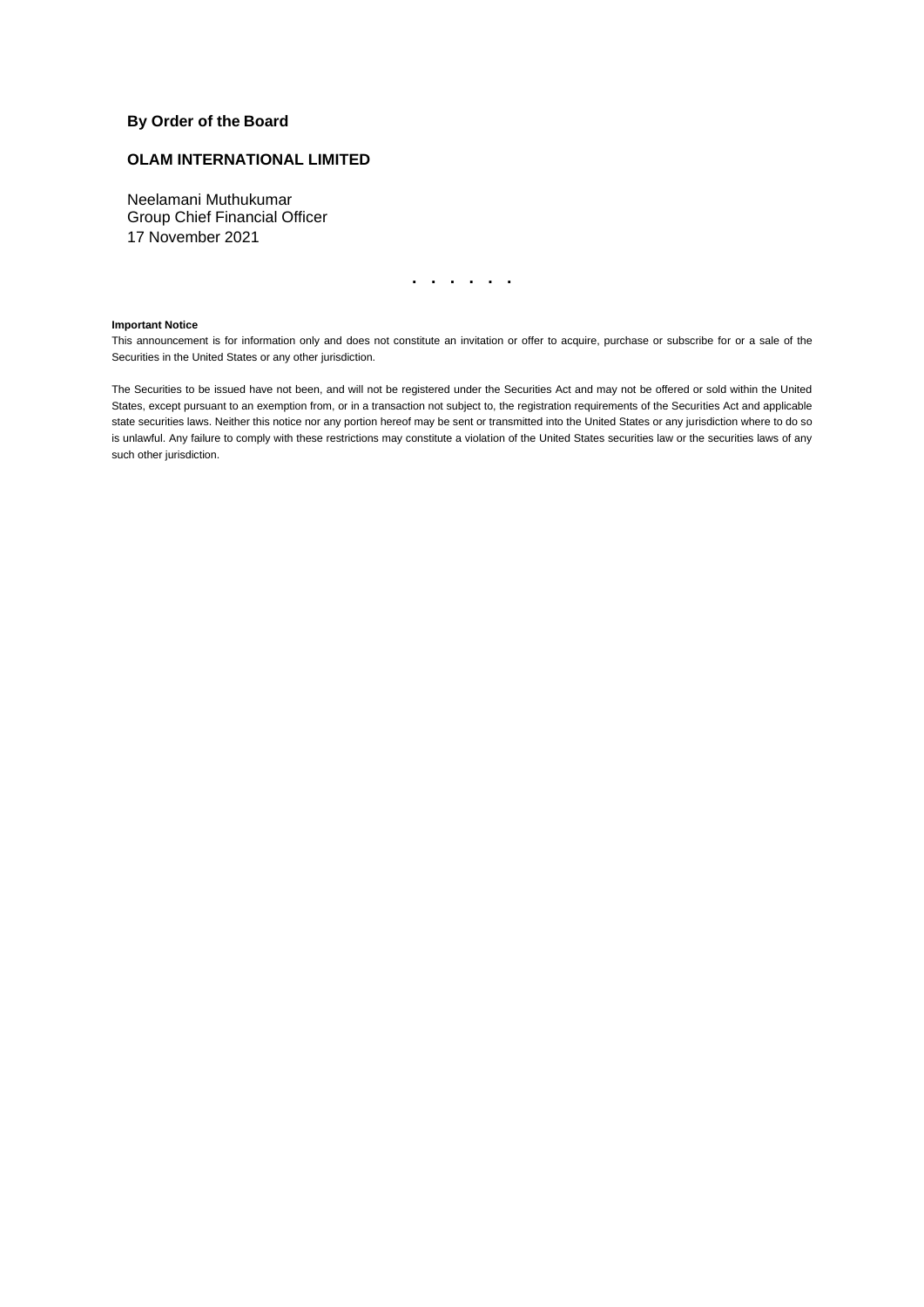**By Order of the Board**

**OLAM INTERNATIONAL LIMITED**

Neelamani Muthukumar
Group Chief Financial Officer
17 November 2021

. . . . . .

**Important Notice**

This announcement is for information only and does not constitute an invitation or offer to acquire, purchase or subscribe for or a sale of the Securities in the United States or any other jurisdiction.

The Securities to be issued have not been, and will not be registered under the Securities Act and may not be offered or sold within the United States, except pursuant to an exemption from, or in a transaction not subject to, the registration requirements of the Securities Act and applicable state securities laws. Neither this notice nor any portion hereof may be sent or transmitted into the United States or any jurisdiction where to do so is unlawful. Any failure to comply with these restrictions may constitute a violation of the United States securities law or the securities laws of any such other jurisdiction.